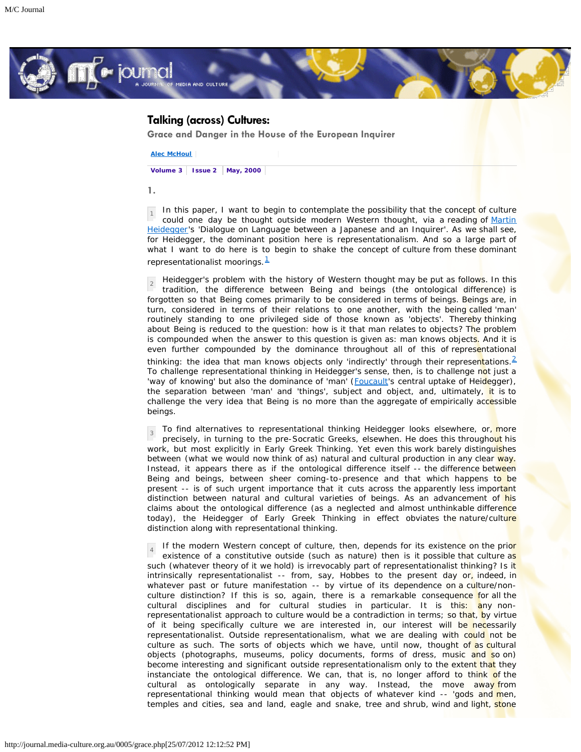# Talking (across) Cultures:

## Grace and Danger in the House of the European Inquirer

Alec McHoul

### 1.

1 In this paper, I want to begin to contemplate the possibility that the concept of culture could one day be thought outside modern Western thought, via a reading of Martin Heidegger's 'Dialogue on Language between a Japanese and an Inquirer'. As we shall see, for Heidegger, the dominant position here is representationalism. And so a large part of what I want to do here is to begin to shake the concept of culture from these dominant representationalist moorings.[1]

2 Heidegger's problem with the history of Western thought may be put as follows. In this tradition, the difference between Being and beings (the ontological difference) is forgotten so that Being comes primarily to be considered in terms of beings. Beings are, in turn, considered in terms of their relations to one another, with the being called 'man' routinely standing to one privileged side of those known as 'objects'. Thereby thinking about Being is reduced to the question: how is it that man relates to objects? The problem is compounded when the answer to this question is given as: man knows objects. And it is even further compounded by the dominance throughout all of this of representational thinking: the idea that man knows objects only 'indirectly' through their representations.[2] To challenge representational thinking in Heidegger's sense, then, is to challenge not just a 'way of knowing' but also the dominance of 'man' (Foucault's central uptake of Heidegger), the separation between 'man' and 'things', subject and object, and, ultimately, it is to challenge the very idea that Being is no more than the aggregate of empirically accessible beings.

3 To find alternatives to representational thinking Heidegger looks elsewhere, or, more precisely, in turning to the pre-Socratic Greeks, elsewhen. He does this throughout his work, but most explicitly in Early Greek Thinking. Yet even this work barely distinguishes between (what we would now think of as) natural and cultural production in any clear way. Instead, it appears there as if the ontological difference itself -- the difference between Being and beings, between sheer coming-to-presence and that which happens to be present -- is of such urgent importance that it cuts across the apparently less important distinction between natural and cultural varieties of beings. As an advancement of his claims about the ontological difference (as a neglected and almost unthinkable difference today), the Heidegger of Early Greek Thinking in effect obviates the nature/culture distinction along with representational thinking.

4 If the modern Western concept of culture, then, depends for its existence on the prior existence of a constitutive outside (such as nature) then is it possible that culture as such (whatever theory of it we hold) is irrevocably part of representationalist thinking? Is it intrinsically representationalist -- from, say, Hobbes to the present day or, indeed, in whatever past or future manifestation -- by virtue of its dependence on a culture/non-culture distinction? If this is so, again, there is a remarkable consequence for all the cultural disciplines and for cultural studies in particular. It is this: any non-representationalist approach to culture would be a contradiction in terms; so that, by virtue of it being specifically culture we are interested in, our interest will be necessarily representationalist. Outside representationalism, what we are dealing with could not be culture as such. The sorts of objects which we have, until now, thought of as cultural objects (photographs, museums, policy documents, forms of dress, music and so on) become interesting and significant outside representationalism only to the extent that they instanciate the ontological difference. We can, that is, no longer afford to think of the cultural as ontologically separate in any way. Instead, the move away from representational thinking would mean that objects of whatever kind -- 'gods and men, temples and cities, sea and land, eagle and snake, tree and shrub, wind and light, stone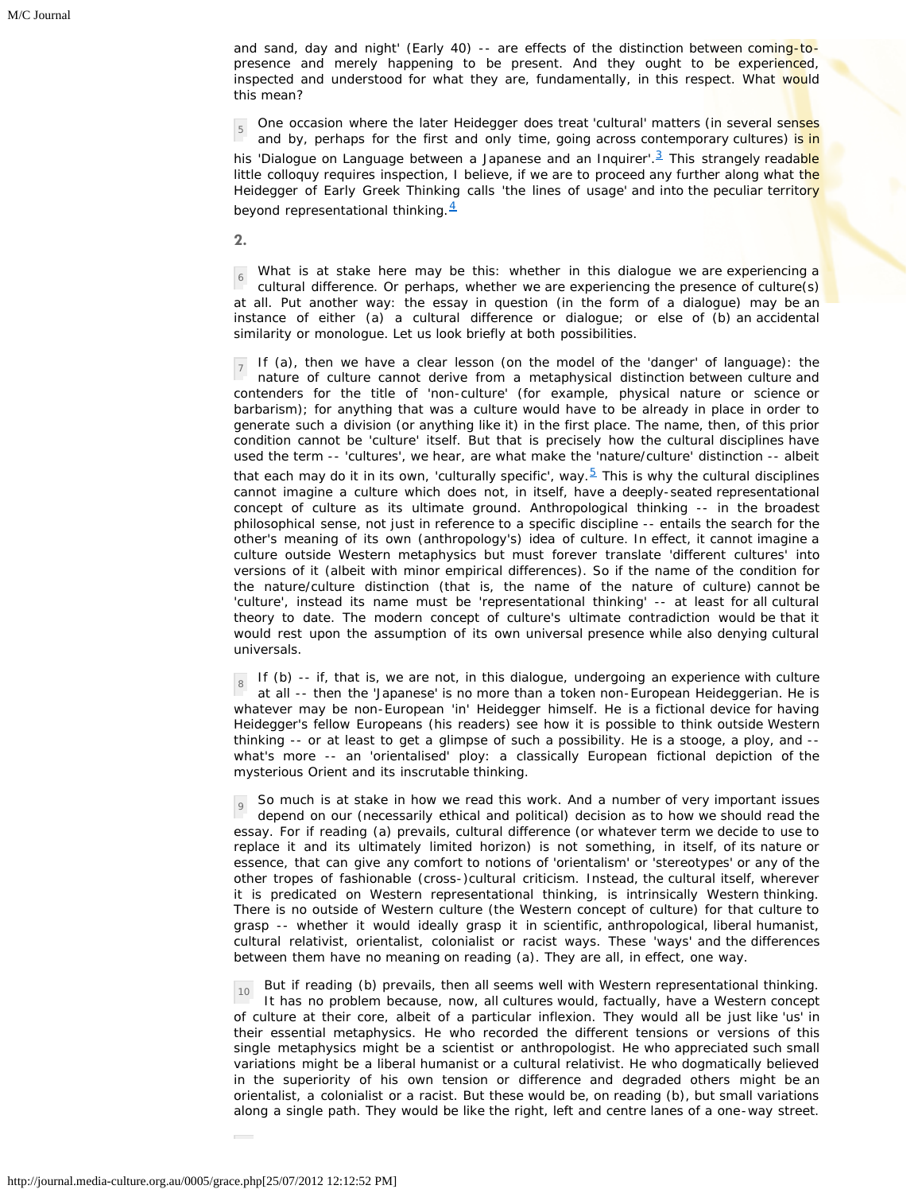and sand, day and night' (Early 40) -- are effects of the distinction between coming-to-presence and merely happening to be present. And they ought to be experienced, inspected and understood for what they are, fundamentally, in this respect. What would this mean?

One occasion where the later Heidegger does treat 'cultural' matters (in several senses and by, perhaps for the first and only time, going across contemporary cultures) is in his 'Dialogue on Language between a Japanese and an Inquirer'.[3] This strangely readable little colloquy requires inspection, I believe, if we are to proceed any further along what the Heidegger of Early Greek Thinking calls 'the lines of usage' and into the peculiar territory beyond representational thinking.[4]

## 2.

What is at stake here may be this: whether in this dialogue we are experiencing a cultural difference. Or perhaps, whether we are experiencing the presence of culture(s) at all. Put another way: the essay in question (in the form of a dialogue) may be an instance of either (a) a cultural difference or dialogue; or else of (b) an accidental similarity or monologue. Let us look briefly at both possibilities.

If (a), then we have a clear lesson (on the model of the 'danger' of language): the nature of culture cannot derive from a metaphysical distinction between culture and contenders for the title of 'non-culture' (for example, physical nature or science or barbarism); for anything that was a culture would have to be already in place in order to generate such a division (or anything like it) in the first place. The name, then, of this prior condition cannot be 'culture' itself. But that is precisely how the cultural disciplines have used the term -- 'cultures', we hear, are what make the 'nature/culture' distinction -- albeit that each may do it in its own, 'culturally specific', way.[5] This is why the cultural disciplines cannot imagine a culture which does not, in itself, have a deeply-seated representational concept of culture as its ultimate ground. Anthropological thinking -- in the broadest philosophical sense, not just in reference to a specific discipline -- entails the search for the other's meaning of its own (anthropology's) idea of culture. In effect, it cannot imagine a culture outside Western metaphysics but must forever translate 'different cultures' into versions of it (albeit with minor empirical differences). So if the name of the condition for the nature/culture distinction (that is, the name of the nature of culture) cannot be 'culture', instead its name must be 'representational thinking' -- at least for all cultural theory to date. The modern concept of culture's ultimate contradiction would be that it would rest upon the assumption of its own universal presence while also denying cultural universals.

If (b) -- if, that is, we are not, in this dialogue, undergoing an experience with culture at all -- then the 'Japanese' is no more than a token non-European Heideggerian. He is whatever may be non-European 'in' Heidegger himself. He is a fictional device for having Heidegger's fellow Europeans (his readers) see how it is possible to think outside Western thinking -- or at least to get a glimpse of such a possibility. He is a stooge, a ploy, and -- what's more -- an 'orientalised' ploy: a classically European fictional depiction of the mysterious Orient and its inscrutable thinking.

So much is at stake in how we read this work. And a number of very important issues depend on our (necessarily ethical and political) decision as to how we should read the essay. For if reading (a) prevails, cultural difference (or whatever term we decide to use to replace it and its ultimately limited horizon) is not something, in itself, of its nature or essence, that can give any comfort to notions of 'orientalism' or 'stereotypes' or any of the other tropes of fashionable (cross-)cultural criticism. Instead, the cultural itself, wherever it is predicated on Western representational thinking, is intrinsically Western thinking. There is no outside of Western culture (the Western concept of culture) for that culture to grasp -- whether it would ideally grasp it in scientific, anthropological, liberal humanist, cultural relativist, orientalist, colonialist or racist ways. These 'ways' and the differences between them have no meaning on reading (a). They are all, in effect, one way.

But if reading (b) prevails, then all seems well with Western representational thinking. It has no problem because, now, all cultures would, factually, have a Western concept of culture at their core, albeit of a particular inflexion. They would all be just like 'us' in their essential metaphysics. He who recorded the different tensions or versions of this single metaphysics might be a scientist or anthropologist. He who appreciated such small variations might be a liberal humanist or a cultural relativist. He who dogmatically believed in the superiority of his own tension or difference and degraded others might be an orientalist, a colonialist or a racist. But these would be, on reading (b), but small variations along a single path. They would be like the right, left and centre lanes of a one-way street.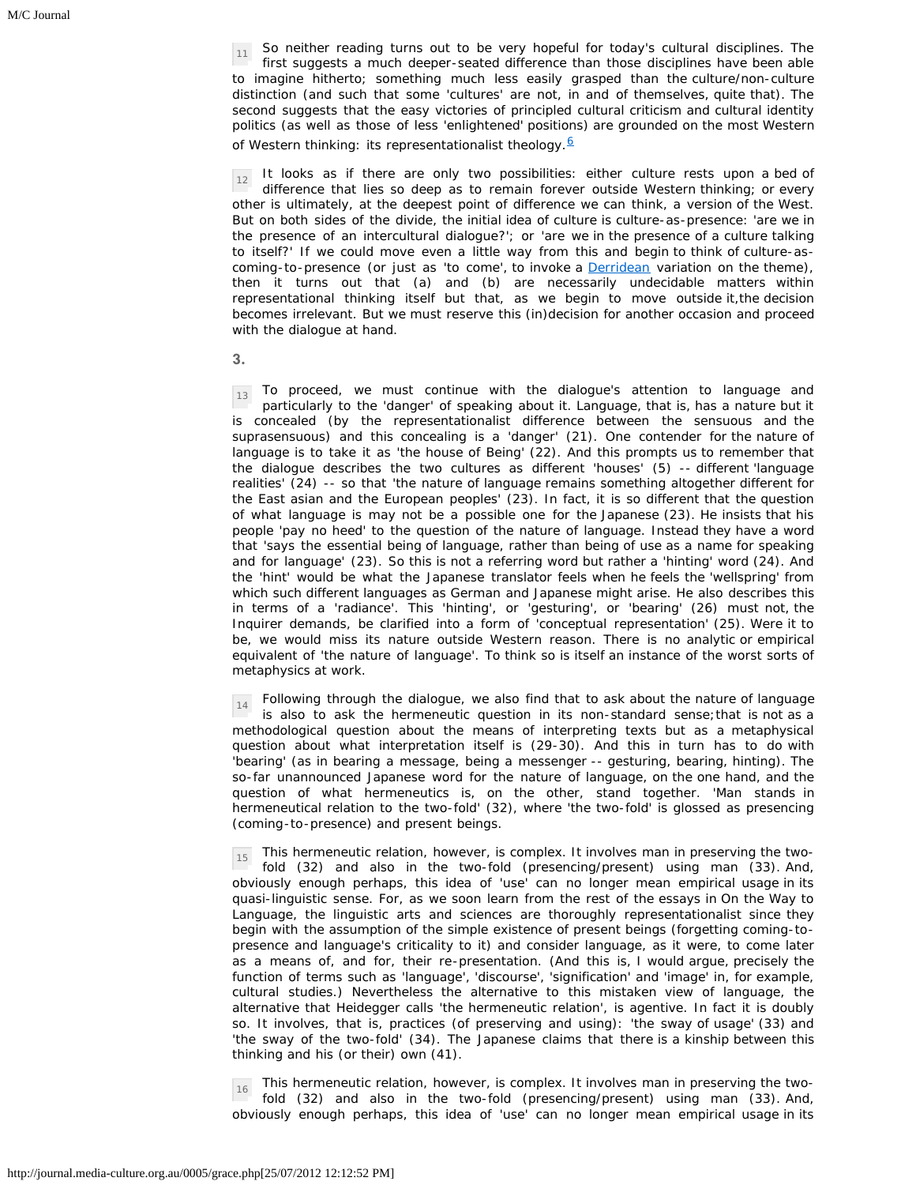11 So neither reading turns out to be very hopeful for today's cultural disciplines. The first suggests a much deeper-seated difference than those disciplines have been able to imagine hitherto; something much less easily grasped than the culture/non-culture distinction (and such that some 'cultures' are not, in and of themselves, quite that). The second suggests that the easy victories of principled cultural criticism and cultural identity politics (as well as those of less 'enlightened' positions) are grounded on the most Western of Western thinking: its representationalist theology.[6]

12 It looks as if there are only two possibilities: either culture rests upon a bed of difference that lies so deep as to remain forever outside Western thinking; or every other is ultimately, at the deepest point of difference we can think, a version of the West. But on both sides of the divide, the initial idea of culture is culture-as-presence: 'are we in the presence of an intercultural dialogue?'; or 'are we in the presence of a culture talking to itself?' If we could move even a little way from this and begin to think of culture-as-coming-to-presence (or just as 'to come', to invoke a Derridean variation on the theme), then it turns out that (a) and (b) are necessarily undecidable matters within representational thinking itself but that, as we begin to move outside it, the decision becomes irrelevant. But we must reserve this (in)decision for another occasion and proceed with the dialogue at hand.

## 3.

13 To proceed, we must continue with the dialogue's attention to language and particularly to the 'danger' of speaking about it. Language, that is, has a nature but it is concealed (by the representationalist difference between the sensuous and the suprasensuous) and this concealing is a 'danger' (21). One contender for the nature of language is to take it as 'the house of Being' (22). And this prompts us to remember that the dialogue describes the two cultures as different 'houses' (5) -- different 'language realities' (24) -- so that 'the nature of language remains something altogether different for the East asian and the European peoples' (23). In fact, it is so different that the question of what language is may not be a possible one for the Japanese (23). He insists that his people 'pay no heed' to the question of the nature of language. Instead they have a word that 'says the essential being of language, rather than being of use as a name for speaking and for language' (23). So this is not a referring word but rather a 'hinting' word (24). And the 'hint' would be what the Japanese translator feels when he feels the 'wellspring' from which such different languages as German and Japanese might arise. He also describes this in terms of a 'radiance'. This 'hinting', or 'gesturing', or 'bearing' (26) must not, the Inquirer demands, be clarified into a form of 'conceptual representation' (25). Were it to be, we would miss its nature outside Western reason. There is no analytic or empirical equivalent of 'the nature of language'. To think so is itself an instance of the worst sorts of metaphysics at work.

14 Following through the dialogue, we also find that to ask about the nature of language is also to ask the hermeneutic question in its non-standard sense; that is not as a methodological question about the means of interpreting texts but as a metaphysical question about what interpretation itself is (29-30). And this in turn has to do with 'bearing' (as in bearing a message, being a messenger -- gesturing, bearing, hinting). The so-far unannounced Japanese word for the nature of language, on the one hand, and the question of what hermeneutics is, on the other, stand together. 'Man stands in hermeneutical relation to the two-fold' (32), where 'the two-fold' is glossed as presencing (coming-to-presence) and present beings.

15 This hermeneutic relation, however, is complex. It involves man in preserving the two-fold (32) and also in the two-fold (presencing/present) using man (33). And, obviously enough perhaps, this idea of 'use' can no longer mean empirical usage in its quasi-linguistic sense. For, as we soon learn from the rest of the essays in On the Way to Language, the linguistic arts and sciences are thoroughly representationalist since they begin with the assumption of the simple existence of present beings (forgetting coming-to-presence and language's criticality to it) and consider language, as it were, to come later as a means of, and for, their re-presentation. (And this is, I would argue, precisely the function of terms such as 'language', 'discourse', 'signification' and 'image' in, for example, cultural studies.) Nevertheless the alternative to this mistaken view of language, the alternative that Heidegger calls 'the hermeneutic relation', is agentive. In fact it is doubly so. It involves, that is, practices (of preserving and using): 'the sway of usage' (33) and 'the sway of the two-fold' (34). The Japanese claims that there is a kinship between this thinking and his (or their) own (41).

16 This hermeneutic relation, however, is complex. It involves man in preserving the two-fold (32) and also in the two-fold (presencing/present) using man (33). And, obviously enough perhaps, this idea of 'use' can no longer mean empirical usage in its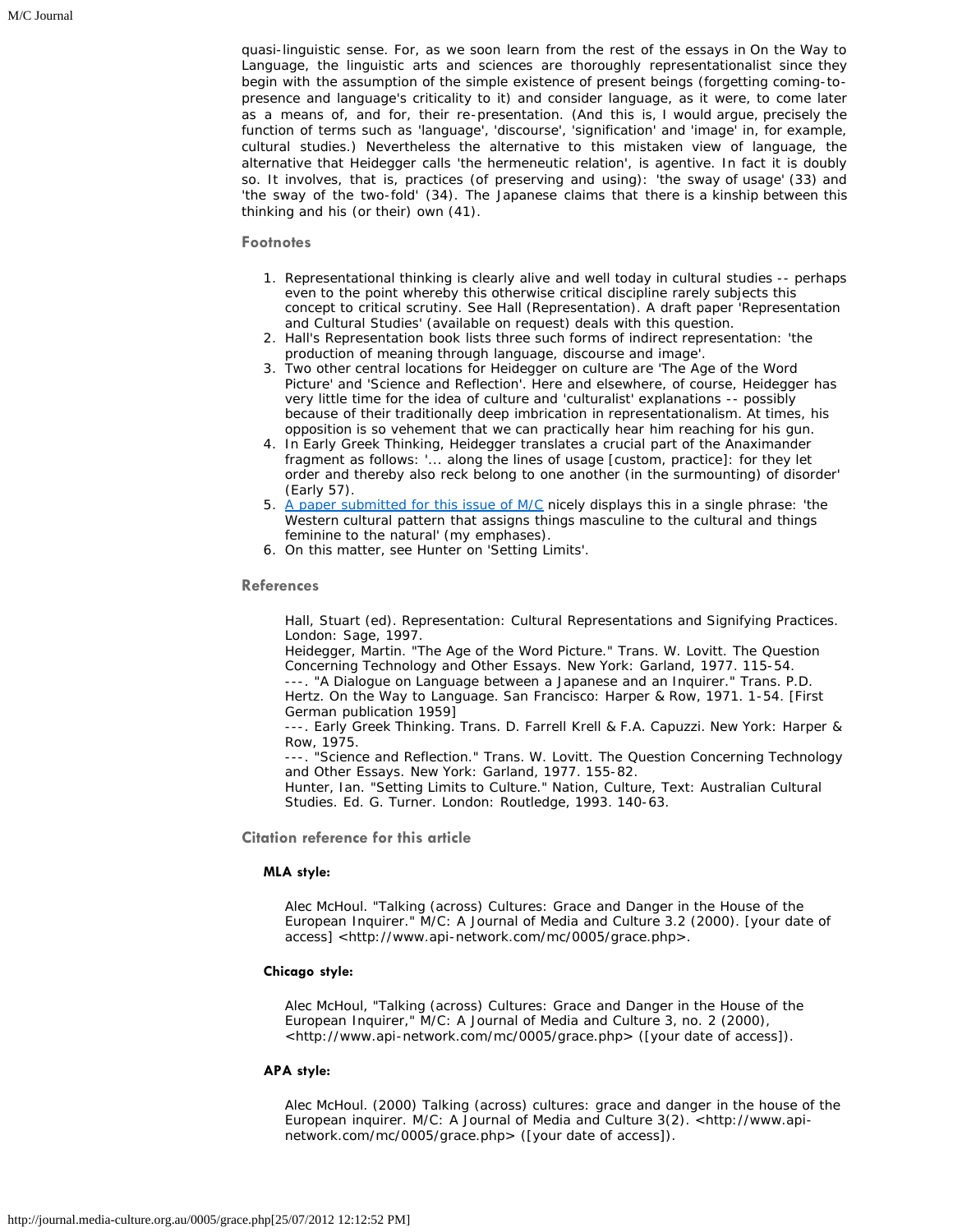quasi-linguistic sense. For, as we soon learn from the rest of the essays in On the Way to Language, the linguistic arts and sciences are thoroughly representationalist since they begin with the assumption of the simple existence of present beings (forgetting coming-to-presence and language's criticality to it) and consider language, as it were, to come later as a means of, and for, their re-presentation. (And this is, I would argue, precisely the function of terms such as 'language', 'discourse', 'signification' and 'image' in, for example, cultural studies.) Nevertheless the alternative to this mistaken view of language, the alternative that Heidegger calls 'the hermeneutic relation', is agentive. In fact it is doubly so. It involves, that is, practices (of preserving and using): 'the sway of usage' (33) and 'the sway of the two-fold' (34). The Japanese claims that there is a kinship between this thinking and his (or their) own (41).

## Footnotes

1. Representational thinking is clearly alive and well today in cultural studies -- perhaps even to the point whereby this otherwise critical discipline rarely subjects this concept to critical scrutiny. See Hall (Representation). A draft paper 'Representation and Cultural Studies' (available on request) deals with this question.
2. Hall's Representation book lists three such forms of indirect representation: 'the production of meaning through language, discourse and image'.
3. Two other central locations for Heidegger on culture are 'The Age of the Word Picture' and 'Science and Reflection'. Here and elsewhere, of course, Heidegger has very little time for the idea of culture and 'culturalist' explanations -- possibly because of their traditionally deep imbrication in representationalism. At times, his opposition is so vehement that we can practically hear him reaching for his gun.
4. In Early Greek Thinking, Heidegger translates a crucial part of the Anaximander fragment as follows: '... along the lines of usage [custom, practice]: for they let order and thereby also reck belong to one another (in the surmounting) of disorder' (Early 57).
5. A paper submitted for this issue of M/C nicely displays this in a single phrase: 'the Western cultural pattern that assigns things masculine to the cultural and things feminine to the natural' (my emphases).
6. On this matter, see Hunter on 'Setting Limits'.

## References

Hall, Stuart (ed). Representation: Cultural Representations and Signifying Practices. London: Sage, 1997.
Heidegger, Martin. "The Age of the Word Picture." Trans. W. Lovitt. The Question Concerning Technology and Other Essays. New York: Garland, 1977. 115-54.
---. "A Dialogue on Language between a Japanese and an Inquirer." Trans. P.D. Hertz. On the Way to Language. San Francisco: Harper & Row, 1971. 1-54. [First German publication 1959]
---. Early Greek Thinking. Trans. D. Farrell Krell & F.A. Capuzzi. New York: Harper & Row, 1975.
---. "Science and Reflection." Trans. W. Lovitt. The Question Concerning Technology and Other Essays. New York: Garland, 1977. 155-82.
Hunter, Ian. "Setting Limits to Culture." Nation, Culture, Text: Australian Cultural Studies. Ed. G. Turner. London: Routledge, 1993. 140-63.

## Citation reference for this article

### MLA style:

Alec McHoul. "Talking (across) Cultures: Grace and Danger in the House of the European Inquirer." M/C: A Journal of Media and Culture 3.2 (2000). [your date of access] <http://www.api-network.com/mc/0005/grace.php>.

### Chicago style:

Alec McHoul, "Talking (across) Cultures: Grace and Danger in the House of the European Inquirer," M/C: A Journal of Media and Culture 3, no. 2 (2000), <http://www.api-network.com/mc/0005/grace.php> ([your date of access]).

### APA style:

Alec McHoul. (2000) Talking (across) cultures: grace and danger in the house of the European inquirer. M/C: A Journal of Media and Culture 3(2). <http://www.api-network.com/mc/0005/grace.php> ([your date of access]).